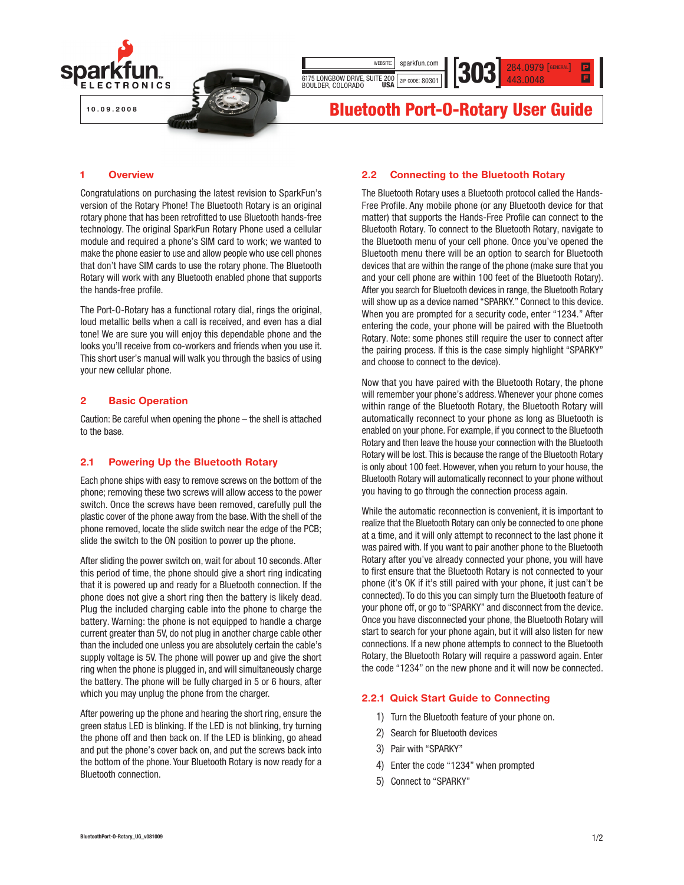sparkfun ELECTRONICS

10.09.2008

WEBSITE: sparkfun.com

6175 LONGBOW DRIVE, SUITE 200
BOULDER, COLORADO USA

ZIP CODE: 80301

[303] 284.0979 [GENERAL] P
443.0048 F

# Bluetooth Port-O-Rotary User Guide

## 1 Overview

Congratulations on purchasing the latest revision to SparkFun's version of the Rotary Phone! The Bluetooth Rotary is an original rotary phone that has been retrofitted to use Bluetooth hands-free technology. The original SparkFun Rotary Phone used a cellular module and required a phone's SIM card to work; we wanted to make the phone easier to use and allow people who use cell phones that don't have SIM cards to use the rotary phone. The Bluetooth Rotary will work with any Bluetooth enabled phone that supports the hands-free profile.

The Port-O-Rotary has a functional rotary dial, rings the original, loud metallic bells when a call is received, and even has a dial tone! We are sure you will enjoy this dependable phone and the looks you'll receive from co-workers and friends when you use it. This short user's manual will walk you through the basics of using your new cellular phone.

## 2 Basic Operation

Caution: Be careful when opening the phone – the shell is attached to the base.

### 2.1 Powering Up the Bluetooth Rotary

Each phone ships with easy to remove screws on the bottom of the phone; removing these two screws will allow access to the power switch. Once the screws have been removed, carefully pull the plastic cover of the phone away from the base. With the shell of the phone removed, locate the slide switch near the edge of the PCB; slide the switch to the ON position to power up the phone.

After sliding the power switch on, wait for about 10 seconds. After this period of time, the phone should give a short ring indicating that it is powered up and ready for a Bluetooth connection. If the phone does not give a short ring then the battery is likely dead. Plug the included charging cable into the phone to charge the battery. Warning: the phone is not equipped to handle a charge current greater than 5V, do not plug in another charge cable other than the included one unless you are absolutely certain the cable's supply voltage is 5V. The phone will power up and give the short ring when the phone is plugged in, and will simultaneously charge the battery. The phone will be fully charged in 5 or 6 hours, after which you may unplug the phone from the charger.

After powering up the phone and hearing the short ring, ensure the green status LED is blinking. If the LED is not blinking, try turning the phone off and then back on. If the LED is blinking, go ahead and put the phone's cover back on, and put the screws back into the bottom of the phone. Your Bluetooth Rotary is now ready for a Bluetooth connection.

### 2.2 Connecting to the Bluetooth Rotary

The Bluetooth Rotary uses a Bluetooth protocol called the Hands-Free Profile. Any mobile phone (or any Bluetooth device for that matter) that supports the Hands-Free Profile can connect to the Bluetooth Rotary. To connect to the Bluetooth Rotary, navigate to the Bluetooth menu of your cell phone. Once you've opened the Bluetooth menu there will be an option to search for Bluetooth devices that are within the range of the phone (make sure that you and your cell phone are within 100 feet of the Bluetooth Rotary). After you search for Bluetooth devices in range, the Bluetooth Rotary will show up as a device named "SPARKY." Connect to this device. When you are prompted for a security code, enter "1234." After entering the code, your phone will be paired with the Bluetooth Rotary. Note: some phones still require the user to connect after the pairing process. If this is the case simply highlight "SPARKY" and choose to connect to the device).

Now that you have paired with the Bluetooth Rotary, the phone will remember your phone's address. Whenever your phone comes within range of the Bluetooth Rotary, the Bluetooth Rotary will automatically reconnect to your phone as long as Bluetooth is enabled on your phone. For example, if you connect to the Bluetooth Rotary and then leave the house your connection with the Bluetooth Rotary will be lost. This is because the range of the Bluetooth Rotary is only about 100 feet. However, when you return to your house, the Bluetooth Rotary will automatically reconnect to your phone without you having to go through the connection process again.

While the automatic reconnection is convenient, it is important to realize that the Bluetooth Rotary can only be connected to one phone at a time, and it will only attempt to reconnect to the last phone it was paired with. If you want to pair another phone to the Bluetooth Rotary after you've already connected your phone, you will have to first ensure that the Bluetooth Rotary is not connected to your phone (it's OK if it's still paired with your phone, it just can't be connected). To do this you can simply turn the Bluetooth feature of your phone off, or go to "SPARKY" and disconnect from the device. Once you have disconnected your phone, the Bluetooth Rotary will start to search for your phone again, but it will also listen for new connections. If a new phone attempts to connect to the Bluetooth Rotary, the Bluetooth Rotary will require a password again. Enter the code "1234" on the new phone and it will now be connected.

#### 2.2.1 Quick Start Guide to Connecting

1) Turn the Bluetooth feature of your phone on.
2) Search for Bluetooth devices
3) Pair with "SPARKY"
4) Enter the code "1234" when prompted
5) Connect to "SPARKY"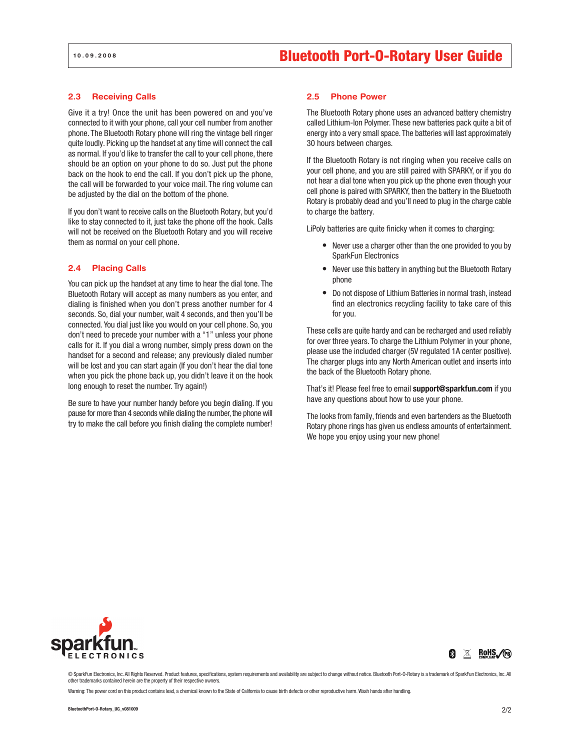## 2.3 Receiving Calls

Give it a try! Once the unit has been powered on and you've connected to it with your phone, call your cell number from another phone. The Bluetooth Rotary phone will ring the vintage bell ringer quite loudly. Picking up the handset at any time will connect the call as normal. If you'd like to transfer the call to your cell phone, there should be an option on your phone to do so. Just put the phone back on the hook to end the call. If you don't pick up the phone, the call will be forwarded to your voice mail. The ring volume can be adjusted by the dial on the bottom of the phone.

If you don't want to receive calls on the Bluetooth Rotary, but you'd like to stay connected to it, just take the phone off the hook. Calls will not be received on the Bluetooth Rotary and you will receive them as normal on your cell phone.

## 2.4 Placing Calls

You can pick up the handset at any time to hear the dial tone. The Bluetooth Rotary will accept as many numbers as you enter, and dialing is finished when you don't press another number for 4 seconds. So, dial your number, wait 4 seconds, and then you'll be connected. You dial just like you would on your cell phone. So, you don't need to precede your number with a "1" unless your phone calls for it. If you dial a wrong number, simply press down on the handset for a second and release; any previously dialed number will be lost and you can start again (If you don't hear the dial tone when you pick the phone back up, you didn't leave it on the hook long enough to reset the number. Try again!)

Be sure to have your number handy before you begin dialing. If you pause for more than 4 seconds while dialing the number, the phone will try to make the call before you finish dialing the complete number!

## 2.5 Phone Power

The Bluetooth Rotary phone uses an advanced battery chemistry called Lithium-Ion Polymer. These new batteries pack quite a bit of energy into a very small space. The batteries will last approximately 30 hours between charges.

If the Bluetooth Rotary is not ringing when you receive calls on your cell phone, and you are still paired with SPARKY, or if you do not hear a dial tone when you pick up the phone even though your cell phone is paired with SPARKY, then the battery in the Bluetooth Rotary is probably dead and you'll need to plug in the charge cable to charge the battery.

LiPoly batteries are quite finicky when it comes to charging:

- Never use a charger other than the one provided to you by SparkFun Electronics
- Never use this battery in anything but the Bluetooth Rotary phone
- Do not dispose of Lithium Batteries in normal trash, instead find an electronics recycling facility to take care of this for you.

These cells are quite hardy and can be recharged and used reliably for over three years. To charge the Lithium Polymer in your phone, please use the included charger (5V regulated 1A center positive). The charger plugs into any North American outlet and inserts into the back of the Bluetooth Rotary phone.

That's it! Please feel free to email **support@sparkfun.com** if you have any questions about how to use your phone.

The looks from family, friends and even bartenders as the Bluetooth Rotary phone rings has given us endless amounts of entertainment. We hope you enjoy using your new phone!

© SparkFun Electronics, Inc. All Rights Reserved. Product features, specifications, system requirements and availability are subject to change without notice. Bluetooth Port-O-Rotary is a trademark of SparkFun Electronics, Inc. All other trademarks contained herein are the property of their respective owners.

Warning: The power cord on this product contains lead, a chemical known to the State of California to cause birth defects or other reproductive harm. Wash hands after handling.

BluetoothPort-O-Rotary_UG_v081009